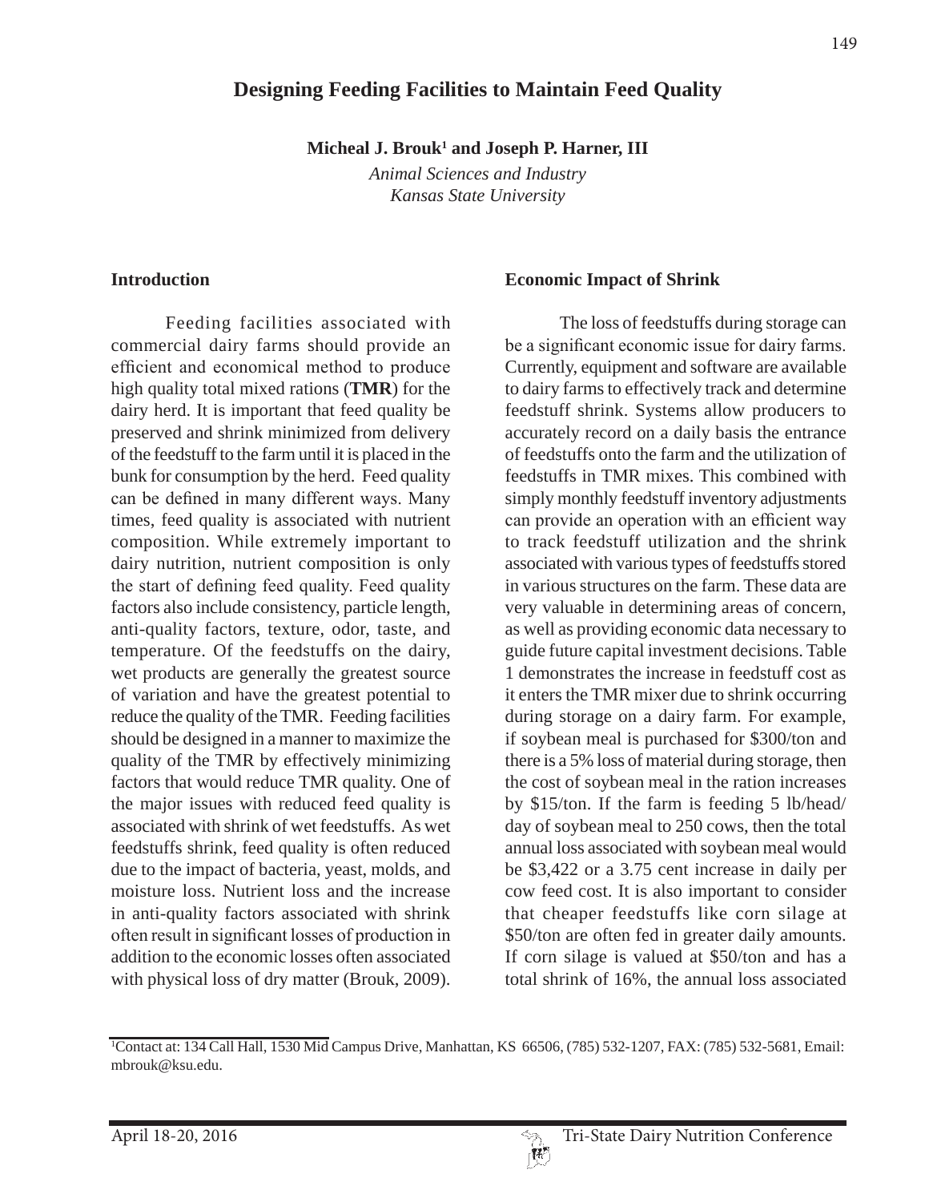# Designing Feeding Facilities to Maintain Feed Quality

**Micheal J. Brouk[1] and Joseph P. Harner, III**

*Animal Sciences and Industry*
*Kansas State University*

## Introduction

Feeding facilities associated with commercial dairy farms should provide an efficient and economical method to produce high quality total mixed rations (**TMR**) for the dairy herd. It is important that feed quality be preserved and shrink minimized from delivery of the feedstuff to the farm until it is placed in the bunk for consumption by the herd. Feed quality can be defined in many different ways. Many times, feed quality is associated with nutrient composition. While extremely important to dairy nutrition, nutrient composition is only the start of defining feed quality. Feed quality factors also include consistency, particle length, anti-quality factors, texture, odor, taste, and temperature. Of the feedstuffs on the dairy, wet products are generally the greatest source of variation and have the greatest potential to reduce the quality of the TMR. Feeding facilities should be designed in a manner to maximize the quality of the TMR by effectively minimizing factors that would reduce TMR quality. One of the major issues with reduced feed quality is associated with shrink of wet feedstuffs. As wet feedstuffs shrink, feed quality is often reduced due to the impact of bacteria, yeast, molds, and moisture loss. Nutrient loss and the increase in anti-quality factors associated with shrink often result in significant losses of production in addition to the economic losses often associated with physical loss of dry matter (Brouk, 2009).

## Economic Impact of Shrink

The loss of feedstuffs during storage can be a significant economic issue for dairy farms. Currently, equipment and software are available to dairy farms to effectively track and determine feedstuff shrink. Systems allow producers to accurately record on a daily basis the entrance of feedstuffs onto the farm and the utilization of feedstuffs in TMR mixes. This combined with simply monthly feedstuff inventory adjustments can provide an operation with an efficient way to track feedstuff utilization and the shrink associated with various types of feedstuffs stored in various structures on the farm. These data are very valuable in determining areas of concern, as well as providing economic data necessary to guide future capital investment decisions. Table 1 demonstrates the increase in feedstuff cost as it enters the TMR mixer due to shrink occurring during storage on a dairy farm. For example, if soybean meal is purchased for $300/ton and there is a 5% loss of material during storage, then the cost of soybean meal in the ration increases by $15/ton. If the farm is feeding 5 lb/head/day of soybean meal to 250 cows, then the total annual loss associated with soybean meal would be $3,422 or a 3.75 cent increase in daily per cow feed cost. It is also important to consider that cheaper feedstuffs like corn silage at $50/ton are often fed in greater daily amounts. If corn silage is valued at $50/ton and has a total shrink of 16%, the annual loss associated

[1]Contact at: 134 Call Hall, 1530 Mid Campus Drive, Manhattan, KS 66506, (785) 532-1207, FAX: (785) 532-5681, Email: mbrouk@ksu.edu.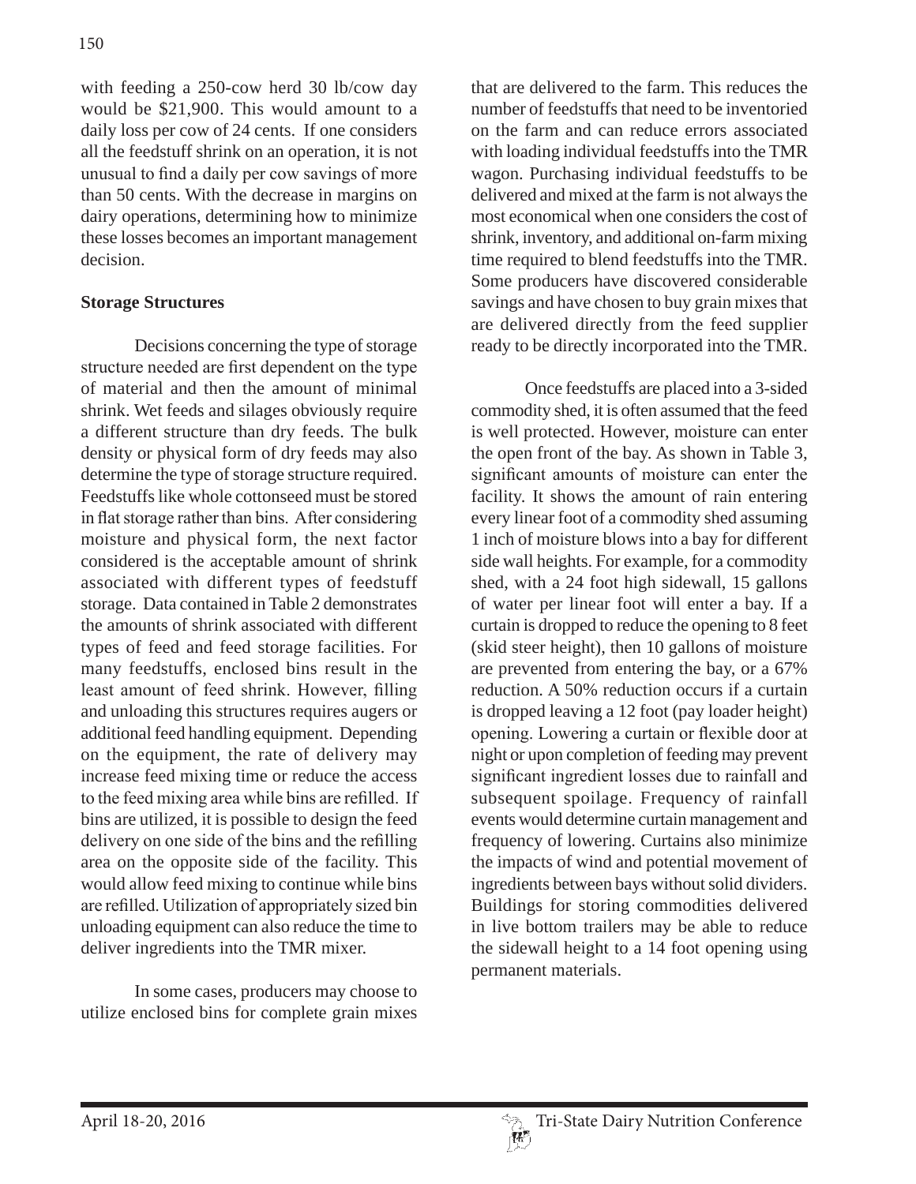with feeding a 250-cow herd 30 lb/cow day would be $21,900. This would amount to a daily loss per cow of 24 cents. If one considers all the feedstuff shrink on an operation, it is not unusual to find a daily per cow savings of more than 50 cents. With the decrease in margins on dairy operations, determining how to minimize these losses becomes an important management decision.

**Storage Structures**

Decisions concerning the type of storage structure needed are first dependent on the type of material and then the amount of minimal shrink. Wet feeds and silages obviously require a different structure than dry feeds. The bulk density or physical form of dry feeds may also determine the type of storage structure required. Feedstuffs like whole cottonseed must be stored in flat storage rather than bins. After considering moisture and physical form, the next factor considered is the acceptable amount of shrink associated with different types of feedstuff storage. Data contained in Table 2 demonstrates the amounts of shrink associated with different types of feed and feed storage facilities. For many feedstuffs, enclosed bins result in the least amount of feed shrink. However, filling and unloading this structures requires augers or additional feed handling equipment. Depending on the equipment, the rate of delivery may increase feed mixing time or reduce the access to the feed mixing area while bins are refilled. If bins are utilized, it is possible to design the feed delivery on one side of the bins and the refilling area on the opposite side of the facility. This would allow feed mixing to continue while bins are refilled. Utilization of appropriately sized bin unloading equipment can also reduce the time to deliver ingredients into the TMR mixer.

In some cases, producers may choose to utilize enclosed bins for complete grain mixes that are delivered to the farm. This reduces the number of feedstuffs that need to be inventoried on the farm and can reduce errors associated with loading individual feedstuffs into the TMR wagon. Purchasing individual feedstuffs to be delivered and mixed at the farm is not always the most economical when one considers the cost of shrink, inventory, and additional on-farm mixing time required to blend feedstuffs into the TMR. Some producers have discovered considerable savings and have chosen to buy grain mixes that are delivered directly from the feed supplier ready to be directly incorporated into the TMR.

Once feedstuffs are placed into a 3-sided commodity shed, it is often assumed that the feed is well protected. However, moisture can enter the open front of the bay. As shown in Table 3, significant amounts of moisture can enter the facility. It shows the amount of rain entering every linear foot of a commodity shed assuming 1 inch of moisture blows into a bay for different side wall heights. For example, for a commodity shed, with a 24 foot high sidewall, 15 gallons of water per linear foot will enter a bay. If a curtain is dropped to reduce the opening to 8 feet (skid steer height), then 10 gallons of moisture are prevented from entering the bay, or a 67% reduction. A 50% reduction occurs if a curtain is dropped leaving a 12 foot (pay loader height) opening. Lowering a curtain or flexible door at night or upon completion of feeding may prevent significant ingredient losses due to rainfall and subsequent spoilage. Frequency of rainfall events would determine curtain management and frequency of lowering. Curtains also minimize the impacts of wind and potential movement of ingredients between bays without solid dividers. Buildings for storing commodities delivered in live bottom trailers may be able to reduce the sidewall height to a 14 foot opening using permanent materials.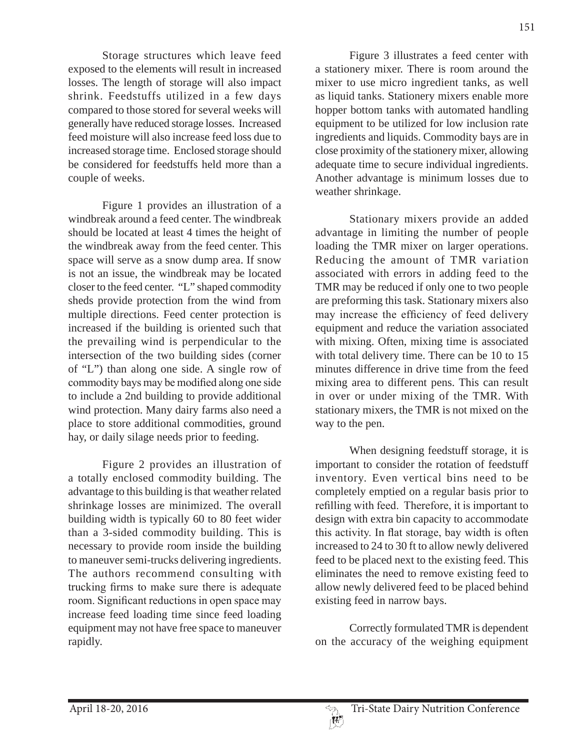Storage structures which leave feed exposed to the elements will result in increased losses. The length of storage will also impact shrink. Feedstuffs utilized in a few days compared to those stored for several weeks will generally have reduced storage losses. Increased feed moisture will also increase feed loss due to increased storage time. Enclosed storage should be considered for feedstuffs held more than a couple of weeks.

Figure 1 provides an illustration of a windbreak around a feed center. The windbreak should be located at least 4 times the height of the windbreak away from the feed center. This space will serve as a snow dump area. If snow is not an issue, the windbreak may be located closer to the feed center. "L" shaped commodity sheds provide protection from the wind from multiple directions. Feed center protection is increased if the building is oriented such that the prevailing wind is perpendicular to the intersection of the two building sides (corner of "L") than along one side. A single row of commodity bays may be modified along one side to include a 2nd building to provide additional wind protection. Many dairy farms also need a place to store additional commodities, ground hay, or daily silage needs prior to feeding.

Figure 2 provides an illustration of a totally enclosed commodity building. The advantage to this building is that weather related shrinkage losses are minimized. The overall building width is typically 60 to 80 feet wider than a 3-sided commodity building. This is necessary to provide room inside the building to maneuver semi-trucks delivering ingredients. The authors recommend consulting with trucking firms to make sure there is adequate room. Significant reductions in open space may increase feed loading time since feed loading equipment may not have free space to maneuver rapidly.

Figure 3 illustrates a feed center with a stationery mixer. There is room around the mixer to use micro ingredient tanks, as well as liquid tanks. Stationery mixers enable more hopper bottom tanks with automated handling equipment to be utilized for low inclusion rate ingredients and liquids. Commodity bays are in close proximity of the stationery mixer, allowing adequate time to secure individual ingredients. Another advantage is minimum losses due to weather shrinkage.

Stationary mixers provide an added advantage in limiting the number of people loading the TMR mixer on larger operations. Reducing the amount of TMR variation associated with errors in adding feed to the TMR may be reduced if only one to two people are preforming this task. Stationary mixers also may increase the efficiency of feed delivery equipment and reduce the variation associated with mixing. Often, mixing time is associated with total delivery time. There can be 10 to 15 minutes difference in drive time from the feed mixing area to different pens. This can result in over or under mixing of the TMR. With stationary mixers, the TMR is not mixed on the way to the pen.

When designing feedstuff storage, it is important to consider the rotation of feedstuff inventory. Even vertical bins need to be completely emptied on a regular basis prior to refilling with feed. Therefore, it is important to design with extra bin capacity to accommodate this activity. In flat storage, bay width is often increased to 24 to 30 ft to allow newly delivered feed to be placed next to the existing feed. This eliminates the need to remove existing feed to allow newly delivered feed to be placed behind existing feed in narrow bays.

Correctly formulated TMR is dependent on the accuracy of the weighing equipment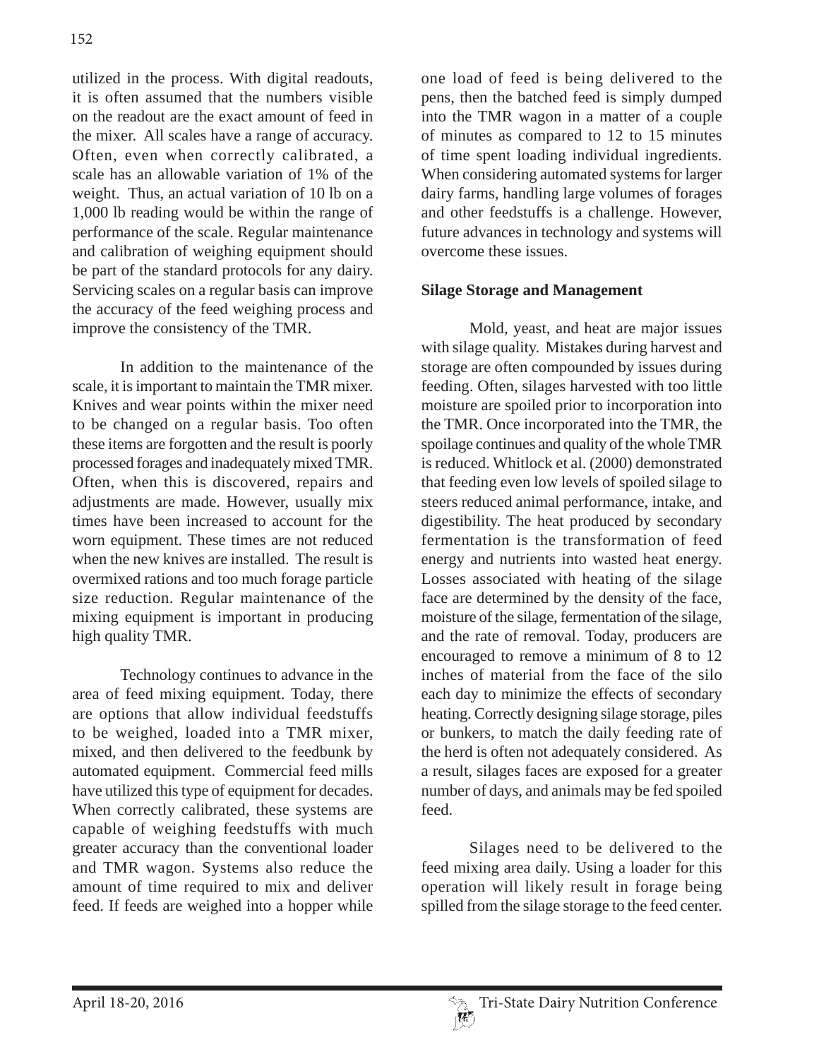utilized in the process. With digital readouts, it is often assumed that the numbers visible on the readout are the exact amount of feed in the mixer. All scales have a range of accuracy. Often, even when correctly calibrated, a scale has an allowable variation of 1% of the weight. Thus, an actual variation of 10 lb on a 1,000 lb reading would be within the range of performance of the scale. Regular maintenance and calibration of weighing equipment should be part of the standard protocols for any dairy. Servicing scales on a regular basis can improve the accuracy of the feed weighing process and improve the consistency of the TMR.

In addition to the maintenance of the scale, it is important to maintain the TMR mixer. Knives and wear points within the mixer need to be changed on a regular basis. Too often these items are forgotten and the result is poorly processed forages and inadequately mixed TMR. Often, when this is discovered, repairs and adjustments are made. However, usually mix times have been increased to account for the worn equipment. These times are not reduced when the new knives are installed. The result is overmixed rations and too much forage particle size reduction. Regular maintenance of the mixing equipment is important in producing high quality TMR.

Technology continues to advance in the area of feed mixing equipment. Today, there are options that allow individual feedstuffs to be weighed, loaded into a TMR mixer, mixed, and then delivered to the feedbunk by automated equipment. Commercial feed mills have utilized this type of equipment for decades. When correctly calibrated, these systems are capable of weighing feedstuffs with much greater accuracy than the conventional loader and TMR wagon. Systems also reduce the amount of time required to mix and deliver feed. If feeds are weighed into a hopper while one load of feed is being delivered to the pens, then the batched feed is simply dumped into the TMR wagon in a matter of a couple of minutes as compared to 12 to 15 minutes of time spent loading individual ingredients. When considering automated systems for larger dairy farms, handling large volumes of forages and other feedstuffs is a challenge. However, future advances in technology and systems will overcome these issues.

**Silage Storage and Management**

Mold, yeast, and heat are major issues with silage quality. Mistakes during harvest and storage are often compounded by issues during feeding. Often, silages harvested with too little moisture are spoiled prior to incorporation into the TMR. Once incorporated into the TMR, the spoilage continues and quality of the whole TMR is reduced. Whitlock et al. (2000) demonstrated that feeding even low levels of spoiled silage to steers reduced animal performance, intake, and digestibility. The heat produced by secondary fermentation is the transformation of feed energy and nutrients into wasted heat energy. Losses associated with heating of the silage face are determined by the density of the face, moisture of the silage, fermentation of the silage, and the rate of removal. Today, producers are encouraged to remove a minimum of 8 to 12 inches of material from the face of the silo each day to minimize the effects of secondary heating. Correctly designing silage storage, piles or bunkers, to match the daily feeding rate of the herd is often not adequately considered. As a result, silages faces are exposed for a greater number of days, and animals may be fed spoiled feed.

Silages need to be delivered to the feed mixing area daily. Using a loader for this operation will likely result in forage being spilled from the silage storage to the feed center.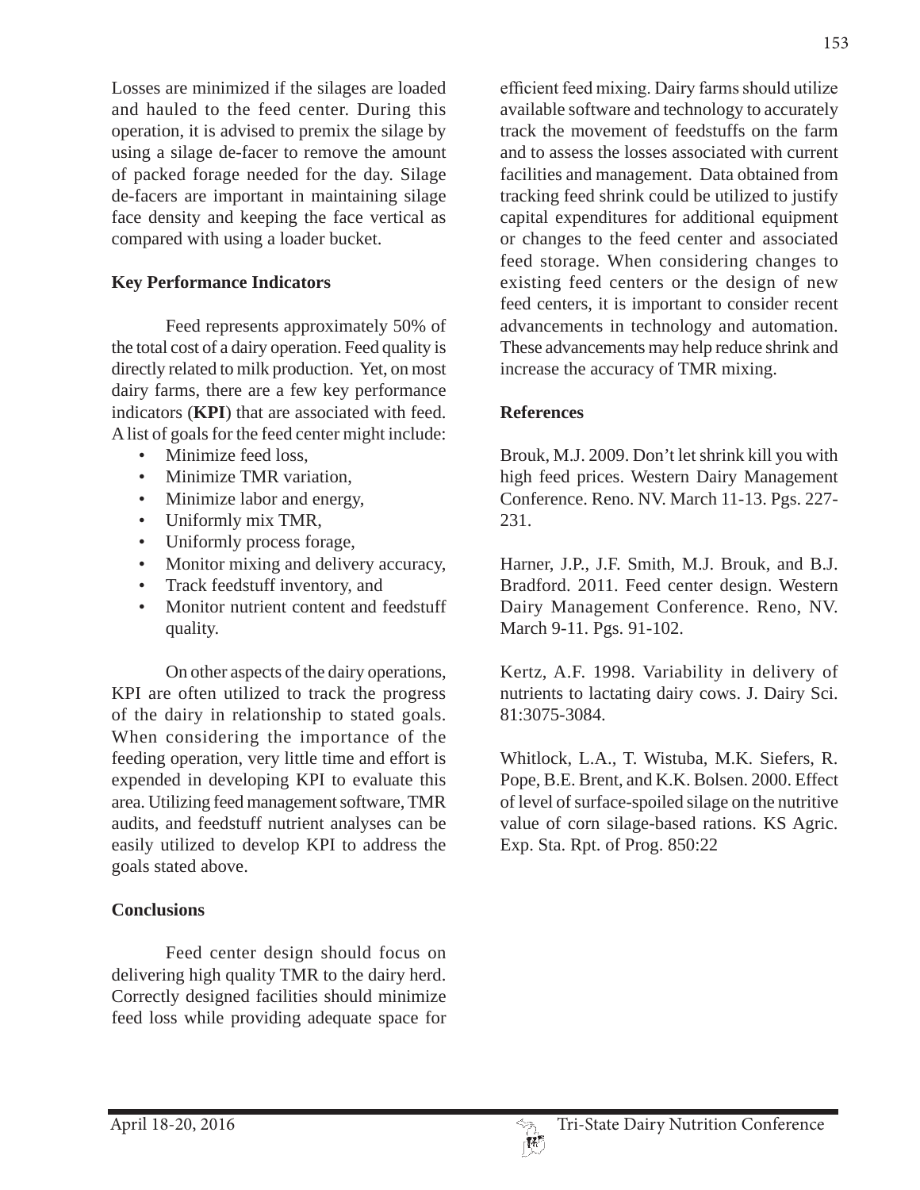Losses are minimized if the silages are loaded and hauled to the feed center. During this operation, it is advised to premix the silage by using a silage de-facer to remove the amount of packed forage needed for the day. Silage de-facers are important in maintaining silage face density and keeping the face vertical as compared with using a loader bucket.

### Key Performance Indicators

Feed represents approximately 50% of the total cost of a dairy operation. Feed quality is directly related to milk production. Yet, on most dairy farms, there are a few key performance indicators (**KPI**) that are associated with feed. A list of goals for the feed center might include:

- Minimize feed loss,
- Minimize TMR variation,
- Minimize labor and energy,
- Uniformly mix TMR,
- Uniformly process forage,
- Monitor mixing and delivery accuracy,
- Track feedstuff inventory, and
- Monitor nutrient content and feedstuff quality.

On other aspects of the dairy operations, KPI are often utilized to track the progress of the dairy in relationship to stated goals. When considering the importance of the feeding operation, very little time and effort is expended in developing KPI to evaluate this area. Utilizing feed management software, TMR audits, and feedstuff nutrient analyses can be easily utilized to develop KPI to address the goals stated above.

### Conclusions

Feed center design should focus on delivering high quality TMR to the dairy herd. Correctly designed facilities should minimize feed loss while providing adequate space for efficient feed mixing. Dairy farms should utilize available software and technology to accurately track the movement of feedstuffs on the farm and to assess the losses associated with current facilities and management. Data obtained from tracking feed shrink could be utilized to justify capital expenditures for additional equipment or changes to the feed center and associated feed storage. When considering changes to existing feed centers or the design of new feed centers, it is important to consider recent advancements in technology and automation. These advancements may help reduce shrink and increase the accuracy of TMR mixing.

### References

Brouk, M.J. 2009. Don't let shrink kill you with high feed prices. Western Dairy Management Conference. Reno. NV. March 11-13. Pgs. 227-231.

Harner, J.P., J.F. Smith, M.J. Brouk, and B.J. Bradford. 2011. Feed center design. Western Dairy Management Conference. Reno, NV. March 9-11. Pgs. 91-102.

Kertz, A.F. 1998. Variability in delivery of nutrients to lactating dairy cows. J. Dairy Sci. 81:3075-3084.

Whitlock, L.A., T. Wistuba, M.K. Siefers, R. Pope, B.E. Brent, and K.K. Bolsen. 2000. Effect of level of surface-spoiled silage on the nutritive value of corn silage-based rations. KS Agric. Exp. Sta. Rpt. of Prog. 850:22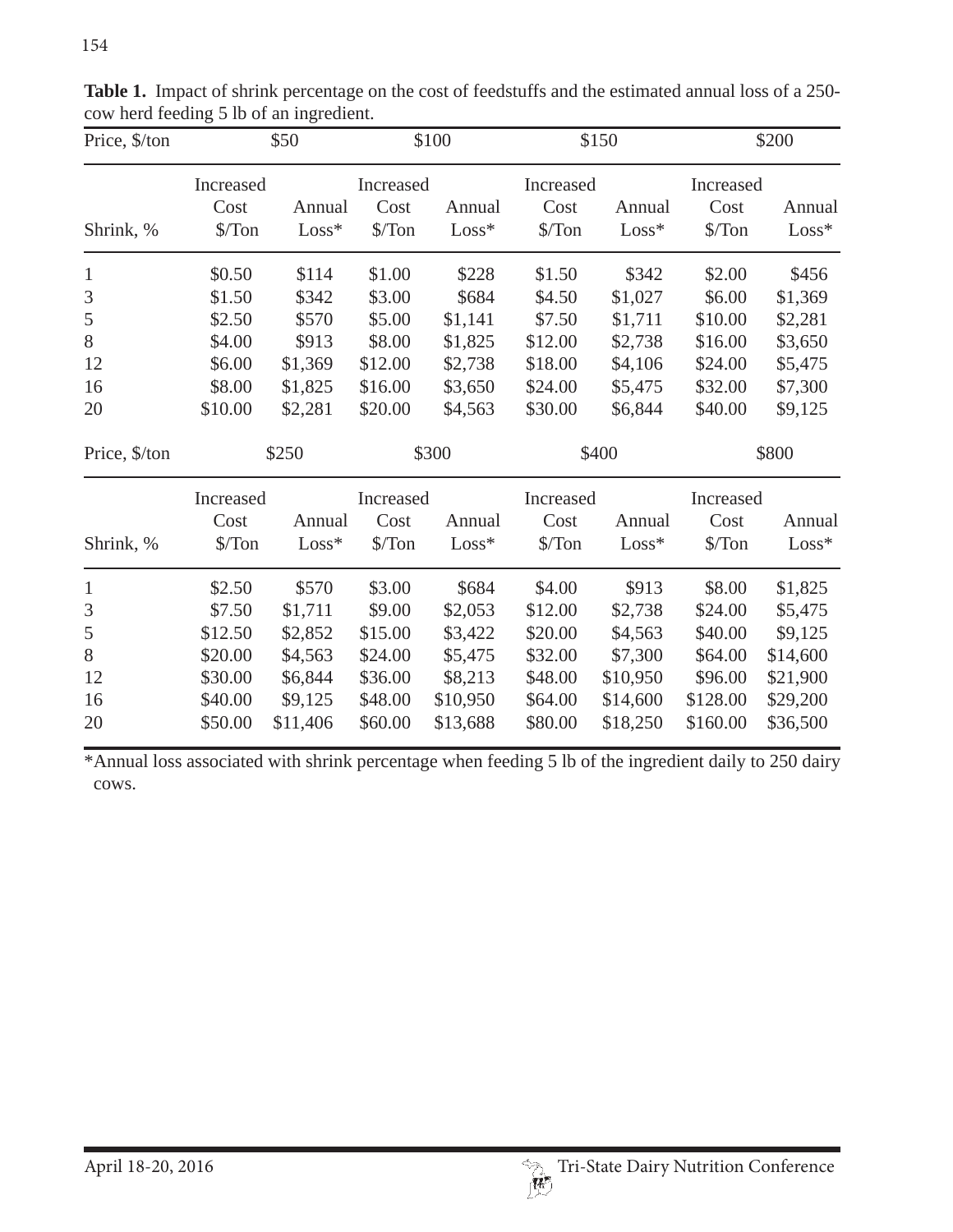**Table 1.** Impact of shrink percentage on the cost of feedstuffs and the estimated annual loss of a 250-cow herd feeding 5 lb of an ingredient.

| Price, $/ton | $50 | | $100 | | $150 | | $200 | |
|---|---|---|---|---|---|---|---|---|
| Shrink, % | Increased Cost $/Ton | Annual Loss* | Increased Cost $/Ton | Annual Loss* | Increased Cost $/Ton | Annual Loss* | Increased Cost $/Ton | Annual Loss* |
| 1 | $0.50 | $114 | $1.00 | $228 | $1.50 | $342 | $2.00 | $456 |
| 3 | $1.50 | $342 | $3.00 | $684 | $4.50 | $1,027 | $6.00 | $1,369 |
| 5 | $2.50 | $570 | $5.00 | $1,141 | $7.50 | $1,711 | $10.00 | $2,281 |
| 8 | $4.00 | $913 | $8.00 | $1,825 | $12.00 | $2,738 | $16.00 | $3,650 |
| 12 | $6.00 | $1,369 | $12.00 | $2,738 | $18.00 | $4,106 | $24.00 | $5,475 |
| 16 | $8.00 | $1,825 | $16.00 | $3,650 | $24.00 | $5,475 | $32.00 | $7,300 |
| 20 | $10.00 | $2,281 | $20.00 | $4,563 | $30.00 | $6,844 | $40.00 | $9,125 |
| **Price, $/ton** | **$250** | | **$300** | | **$400** | | **$800** | |
| Shrink, % | Increased Cost $/Ton | Annual Loss* | Increased Cost $/Ton | Annual Loss* | Increased Cost $/Ton | Annual Loss* | Increased Cost $/Ton | Annual Loss* |
| 1 | $2.50 | $570 | $3.00 | $684 | $4.00 | $913 | $8.00 | $1,825 |
| 3 | $7.50 | $1,711 | $9.00 | $2,053 | $12.00 | $2,738 | $24.00 | $5,475 |
| 5 | $12.50 | $2,852 | $15.00 | $3,422 | $20.00 | $4,563 | $40.00 | $9,125 |
| 8 | $20.00 | $4,563 | $24.00 | $5,475 | $32.00 | $7,300 | $64.00 | $14,600 |
| 12 | $30.00 | $6,844 | $36.00 | $8,213 | $48.00 | $10,950 | $96.00 | $21,900 |
| 16 | $40.00 | $9,125 | $48.00 | $10,950 | $64.00 | $14,600 | $128.00 | $29,200 |
| 20 | $50.00 | $11,406 | $60.00 | $13,688 | $80.00 | $18,250 | $160.00 | $36,500 |

*Annual loss associated with shrink percentage when feeding 5 lb of the ingredient daily to 250 dairy cows.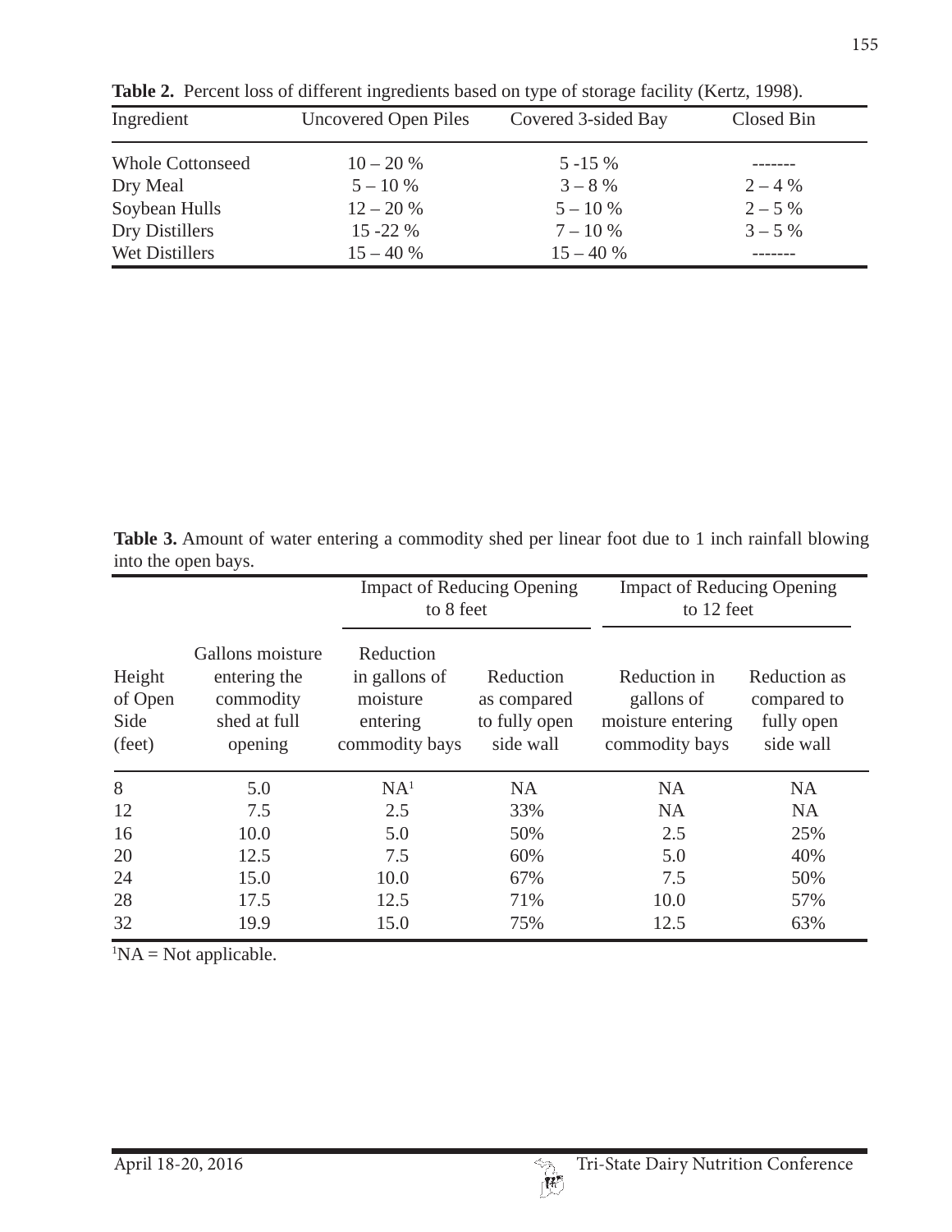**Table 2.** Percent loss of different ingredients based on type of storage facility (Kertz, 1998).

| Ingredient | Uncovered Open Piles | Covered 3-sided Bay | Closed Bin |
|---|---|---|---|
| Whole Cottonseed | 10 – 20 % | 5 -15 % | ------- |
| Dry Meal | 5 – 10 % | 3 – 8 % | 2 – 4 % |
| Soybean Hulls | 12 – 20 % | 5 – 10 % | 2 – 5 % |
| Dry Distillers | 15 -22 % | 7 – 10 % | 3 – 5 % |
| Wet Distillers | 15 – 40 % | 15 – 40 % | ------- |

**Table 3.** Amount of water entering a commodity shed per linear foot due to 1 inch rainfall blowing into the open bays.

| | | Impact of Reducing Opening to 8 feet | | Impact of Reducing Opening to 12 feet | |
|---|---|---|---|---|---|
| Height of Open Side (feet) | Gallons moisture entering the commodity shed at full opening | Reduction in gallons of moisture entering commodity bays | Reduction as compared to fully open side wall | Reduction in gallons of moisture entering commodity bays | Reduction as compared to fully open side wall |
| 8 | 5.0 | NA[1] | NA | NA | NA |
| 12 | 7.5 | 2.5 | 33% | NA | NA |
| 16 | 10.0 | 5.0 | 50% | 2.5 | 25% |
| 20 | 12.5 | 7.5 | 60% | 5.0 | 40% |
| 24 | 15.0 | 10.0 | 67% | 7.5 | 50% |
| 28 | 17.5 | 12.5 | 71% | 10.0 | 57% |
| 32 | 19.9 | 15.0 | 75% | 12.5 | 63% |

[1]NA = Not applicable.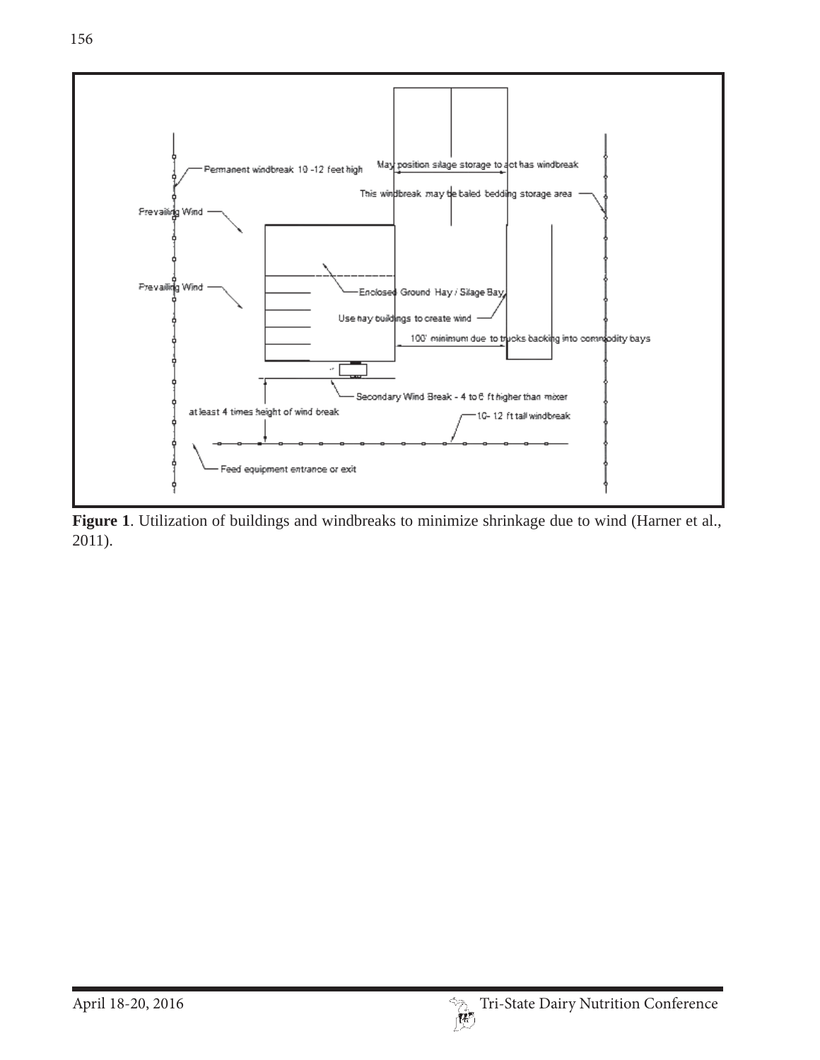**Figure 1**. Utilization of buildings and windbreaks to minimize shrinkage due to wind (Harner et al., 2011).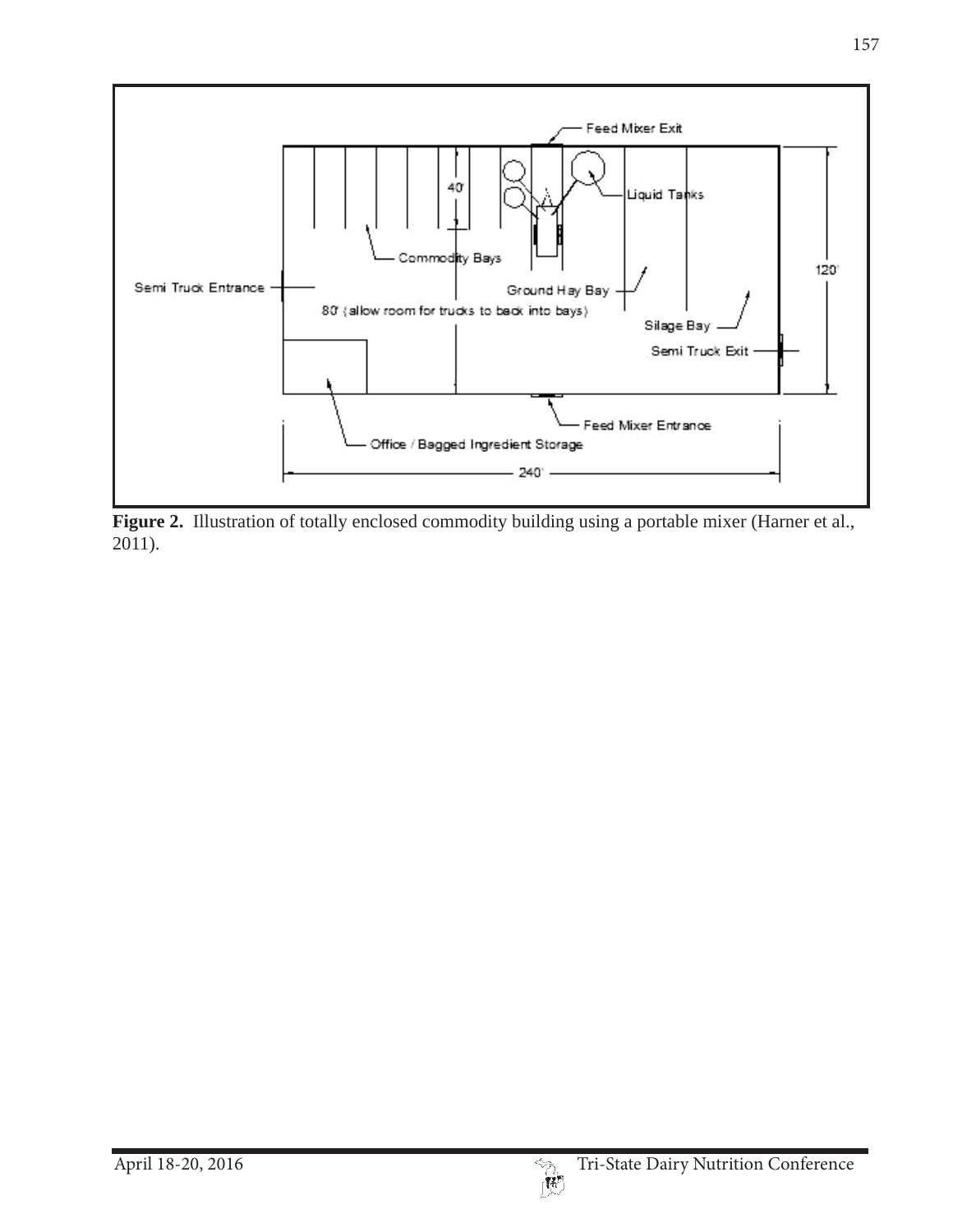**Figure 2.** Illustration of totally enclosed commodity building using a portable mixer (Harner et al., 2011).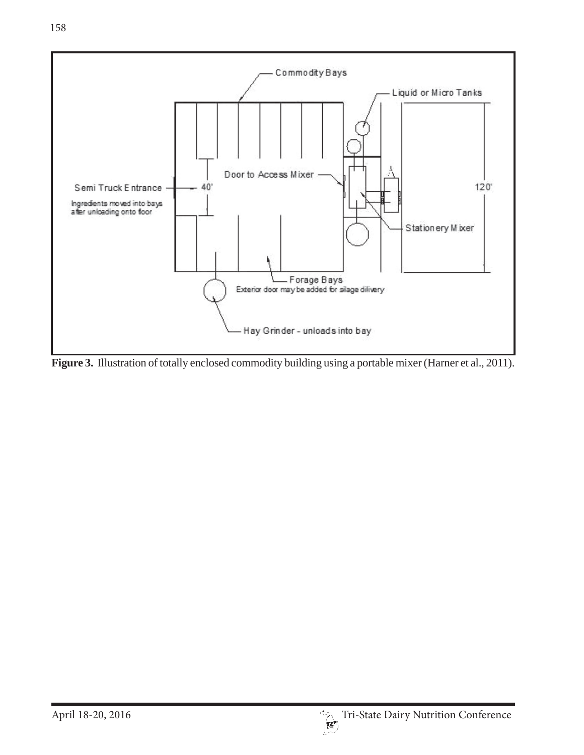Commodity Bays

Liquid or Micro Tanks

Door to Access Mixer

Semi Truck Entrance

Ingredients moved into bays after unloading onto floor

40'

120'

Stationery Mixer

Forage Bays

Exterior door may be added for silage dilivery

Hay Grinder - unloads into bay

**Figure 3.** Illustration of totally enclosed commodity building using a portable mixer (Harner et al., 2011).